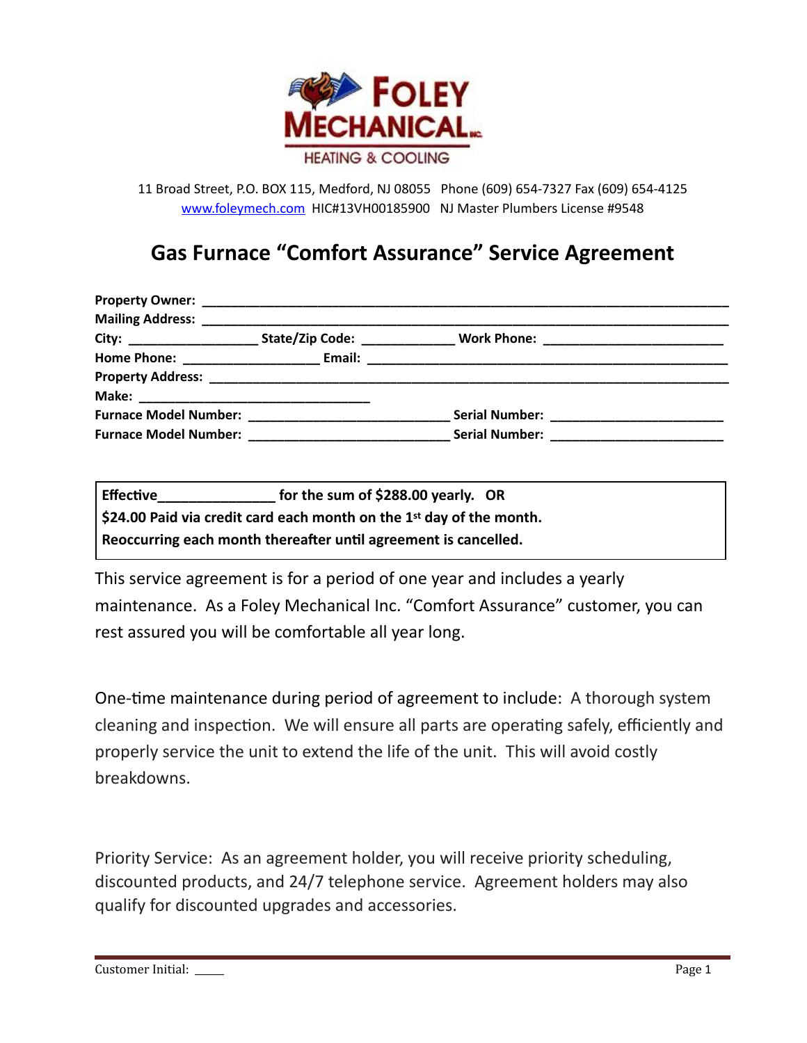FOLEY MECHANICAL Inc.
HEATING & COOLING

11 Broad Street, P.O. BOX 115, Medford, NJ 08055 Phone (609) 654-7327 Fax (609) 654-4125
www.foleymech.com HIC#13VH00185900 NJ Master Plumbers License #9548

# Gas Furnace "Comfort Assurance" Service Agreement

**Property Owner:** ___________________________________________

**Mailing Address:** ___________________________________________

**City:** _______________ **State/Zip Code:** ___________ **Work Phone:** ____________________

**Home Phone:** _______________ **Email:** ___________________________________________

**Property Address:** ___________________________________________

**Make:** ___________________________

**Furnace Model Number:** ______________________ **Serial Number:** ____________________

**Furnace Model Number:** ______________________ **Serial Number:** ____________________

**Effective_______________ for the sum of $288.00 yearly. OR**
**$24.00 Paid via credit card each month on the 1st day of the month.**
**Reoccurring each month thereafter until agreement is cancelled.**

This service agreement is for a period of one year and includes a yearly maintenance. As a Foley Mechanical Inc. "Comfort Assurance" customer, you can rest assured you will be comfortable all year long.

One-time maintenance during period of agreement to include: A thorough system cleaning and inspection. We will ensure all parts are operating safely, efficiently and properly service the unit to extend the life of the unit. This will avoid costly breakdowns.

Priority Service: As an agreement holder, you will receive priority scheduling, discounted products, and 24/7 telephone service. Agreement holders may also qualify for discounted upgrades and accessories.

Customer Initial: _____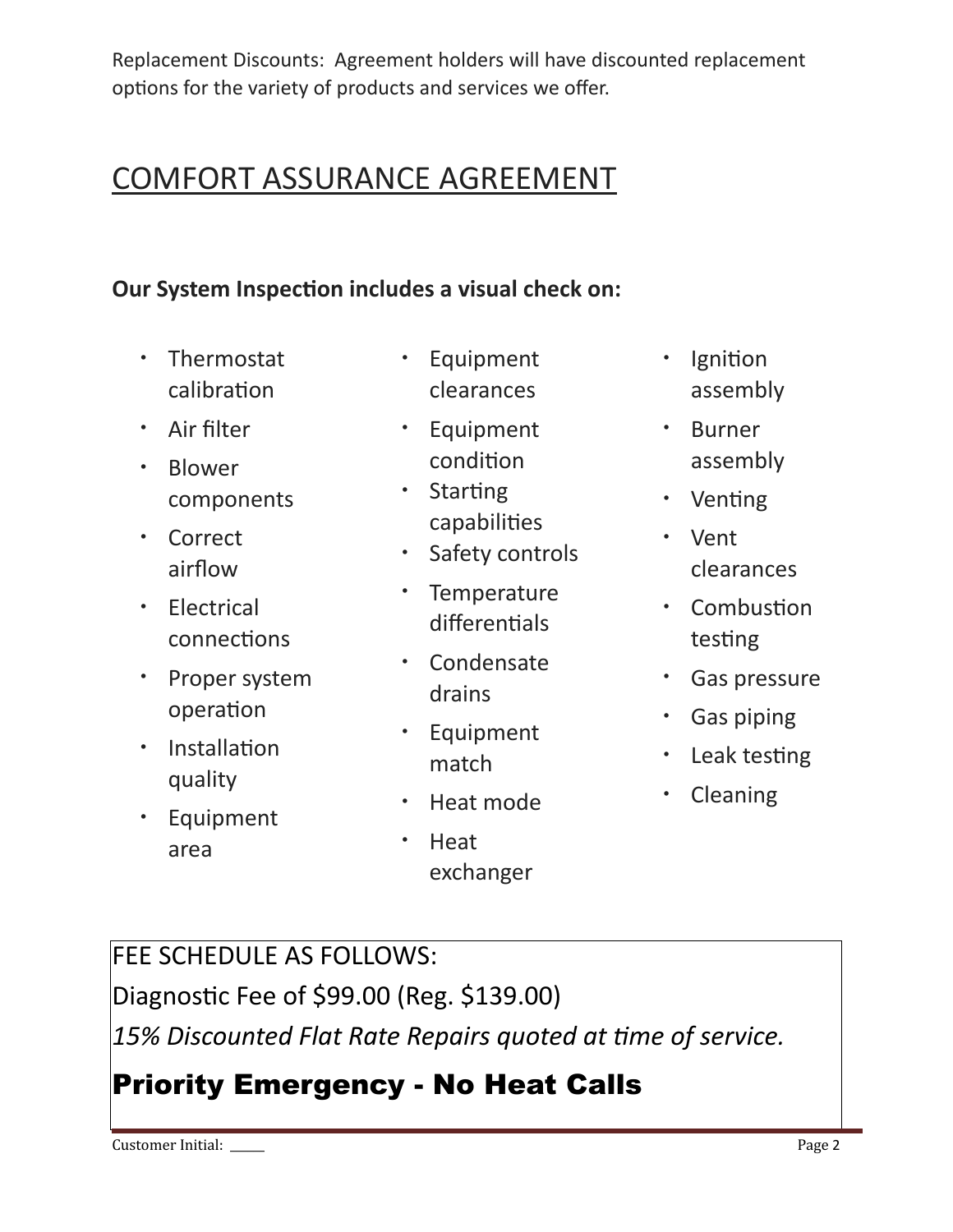Replacement Discounts: Agreement holders will have discounted replacement options for the variety of products and services we offer.

# COMFORT ASSURANCE AGREEMENT

**Our System Inspection includes a visual check on:**

- Thermostat calibration
- Air filter
- Blower components
- Correct airflow
- Electrical connections
- Proper system operation
- Installation quality
- Equipment area
- Equipment clearances
- Equipment condition
- Starting capabilities
- Safety controls
- Temperature differentials
- Condensate drains
- Equipment match
- Heat mode
- Heat exchanger
- Ignition assembly
- Burner assembly
- Venting
- Vent clearances
- Combustion testing
- Gas pressure
- Gas piping
- Leak testing
- Cleaning

FEE SCHEDULE AS FOLLOWS:

Diagnostic Fee of $99.00 (Reg. $139.00)

*15% Discounted Flat Rate Repairs quoted at time of service.*

**Priority Emergency - No Heat Calls**

Customer Initial: _____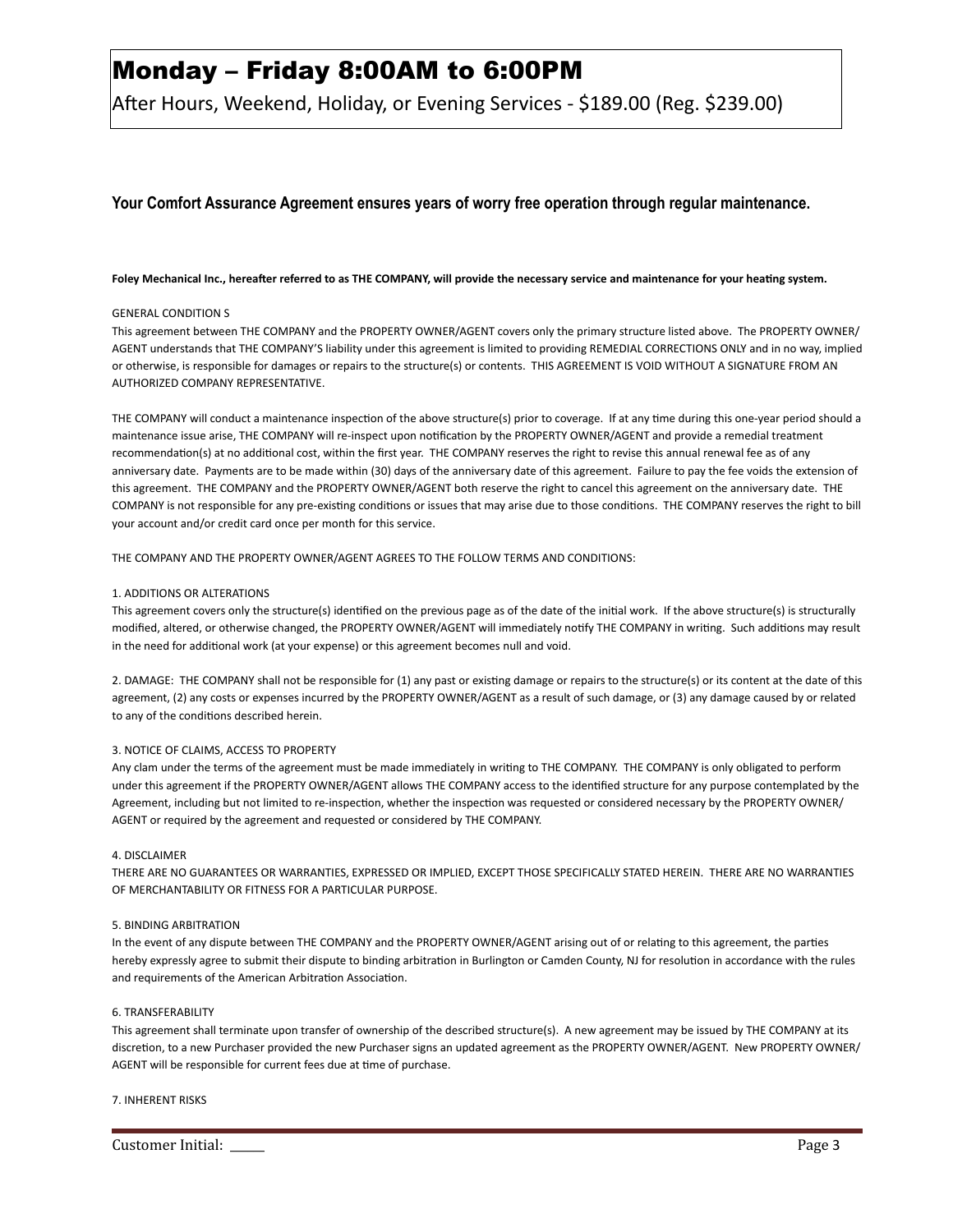# Monday – Friday 8:00AM to 6:00PM

After Hours, Weekend, Holiday, or Evening Services - $189.00 (Reg. $239.00)

**Your Comfort Assurance Agreement ensures years of worry free operation through regular maintenance.**

**Foley Mechanical Inc., hereafter referred to as THE COMPANY, will provide the necessary service and maintenance for your heating system.**

GENERAL CONDITION S

This agreement between THE COMPANY and the PROPERTY OWNER/AGENT covers only the primary structure listed above. The PROPERTY OWNER/AGENT understands that THE COMPANY'S liability under this agreement is limited to providing REMEDIAL CORRECTIONS ONLY and in no way, implied or otherwise, is responsible for damages or repairs to the structure(s) or contents. THIS AGREEMENT IS VOID WITHOUT A SIGNATURE FROM AN AUTHORIZED COMPANY REPRESENTATIVE.

THE COMPANY will conduct a maintenance inspection of the above structure(s) prior to coverage. If at any time during this one-year period should a maintenance issue arise, THE COMPANY will re-inspect upon notification by the PROPERTY OWNER/AGENT and provide a remedial treatment recommendation(s) at no additional cost, within the first year. THE COMPANY reserves the right to revise this annual renewal fee as of any anniversary date. Payments are to be made within (30) days of the anniversary date of this agreement. Failure to pay the fee voids the extension of this agreement. THE COMPANY and the PROPERTY OWNER/AGENT both reserve the right to cancel this agreement on the anniversary date. THE COMPANY is not responsible for any pre-existing conditions or issues that may arise due to those conditions. THE COMPANY reserves the right to bill your account and/or credit card once per month for this service.

THE COMPANY AND THE PROPERTY OWNER/AGENT AGREES TO THE FOLLOW TERMS AND CONDITIONS:

1. ADDITIONS OR ALTERATIONS

This agreement covers only the structure(s) identified on the previous page as of the date of the initial work. If the above structure(s) is structurally modified, altered, or otherwise changed, the PROPERTY OWNER/AGENT will immediately notify THE COMPANY in writing. Such additions may result in the need for additional work (at your expense) or this agreement becomes null and void.

2. DAMAGE: THE COMPANY shall not be responsible for (1) any past or existing damage or repairs to the structure(s) or its content at the date of this agreement, (2) any costs or expenses incurred by the PROPERTY OWNER/AGENT as a result of such damage, or (3) any damage caused by or related to any of the conditions described herein.

3. NOTICE OF CLAIMS, ACCESS TO PROPERTY

Any clam under the terms of the agreement must be made immediately in writing to THE COMPANY. THE COMPANY is only obligated to perform under this agreement if the PROPERTY OWNER/AGENT allows THE COMPANY access to the identified structure for any purpose contemplated by the Agreement, including but not limited to re-inspection, whether the inspection was requested or considered necessary by the PROPERTY OWNER/AGENT or required by the agreement and requested or considered by THE COMPANY.

4. DISCLAIMER

THERE ARE NO GUARANTEES OR WARRANTIES, EXPRESSED OR IMPLIED, EXCEPT THOSE SPECIFICALLY STATED HEREIN. THERE ARE NO WARRANTIES OF MERCHANTABILITY OR FITNESS FOR A PARTICULAR PURPOSE.

5. BINDING ARBITRATION

In the event of any dispute between THE COMPANY and the PROPERTY OWNER/AGENT arising out of or relating to this agreement, the parties hereby expressly agree to submit their dispute to binding arbitration in Burlington or Camden County, NJ for resolution in accordance with the rules and requirements of the American Arbitration Association.

6. TRANSFERABILITY

This agreement shall terminate upon transfer of ownership of the described structure(s). A new agreement may be issued by THE COMPANY at its discretion, to a new Purchaser provided the new Purchaser signs an updated agreement as the PROPERTY OWNER/AGENT. New PROPERTY OWNER/AGENT will be responsible for current fees due at time of purchase.

7. INHERENT RISKS

Customer Initial: _____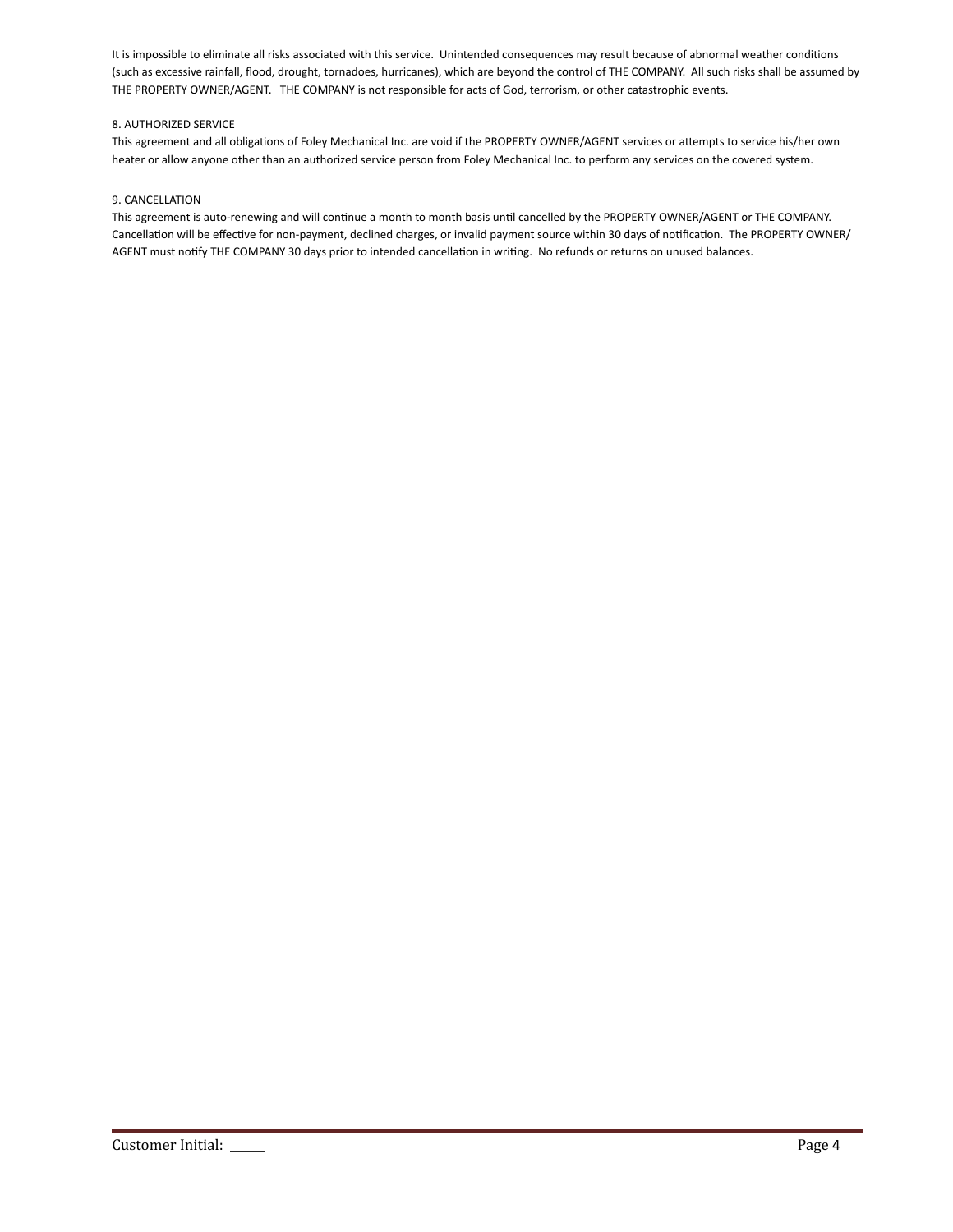It is impossible to eliminate all risks associated with this service. Unintended consequences may result because of abnormal weather conditions (such as excessive rainfall, flood, drought, tornadoes, hurricanes), which are beyond the control of THE COMPANY. All such risks shall be assumed by THE PROPERTY OWNER/AGENT. THE COMPANY is not responsible for acts of God, terrorism, or other catastrophic events.

8. AUTHORIZED SERVICE

This agreement and all obligations of Foley Mechanical Inc. are void if the PROPERTY OWNER/AGENT services or attempts to service his/her own heater or allow anyone other than an authorized service person from Foley Mechanical Inc. to perform any services on the covered system.

9. CANCELLATION

This agreement is auto-renewing and will continue a month to month basis until cancelled by the PROPERTY OWNER/AGENT or THE COMPANY. Cancellation will be effective for non-payment, declined charges, or invalid payment source within 30 days of notification. The PROPERTY OWNER/AGENT must notify THE COMPANY 30 days prior to intended cancellation in writing. No refunds or returns on unused balances.

Customer Initial: _____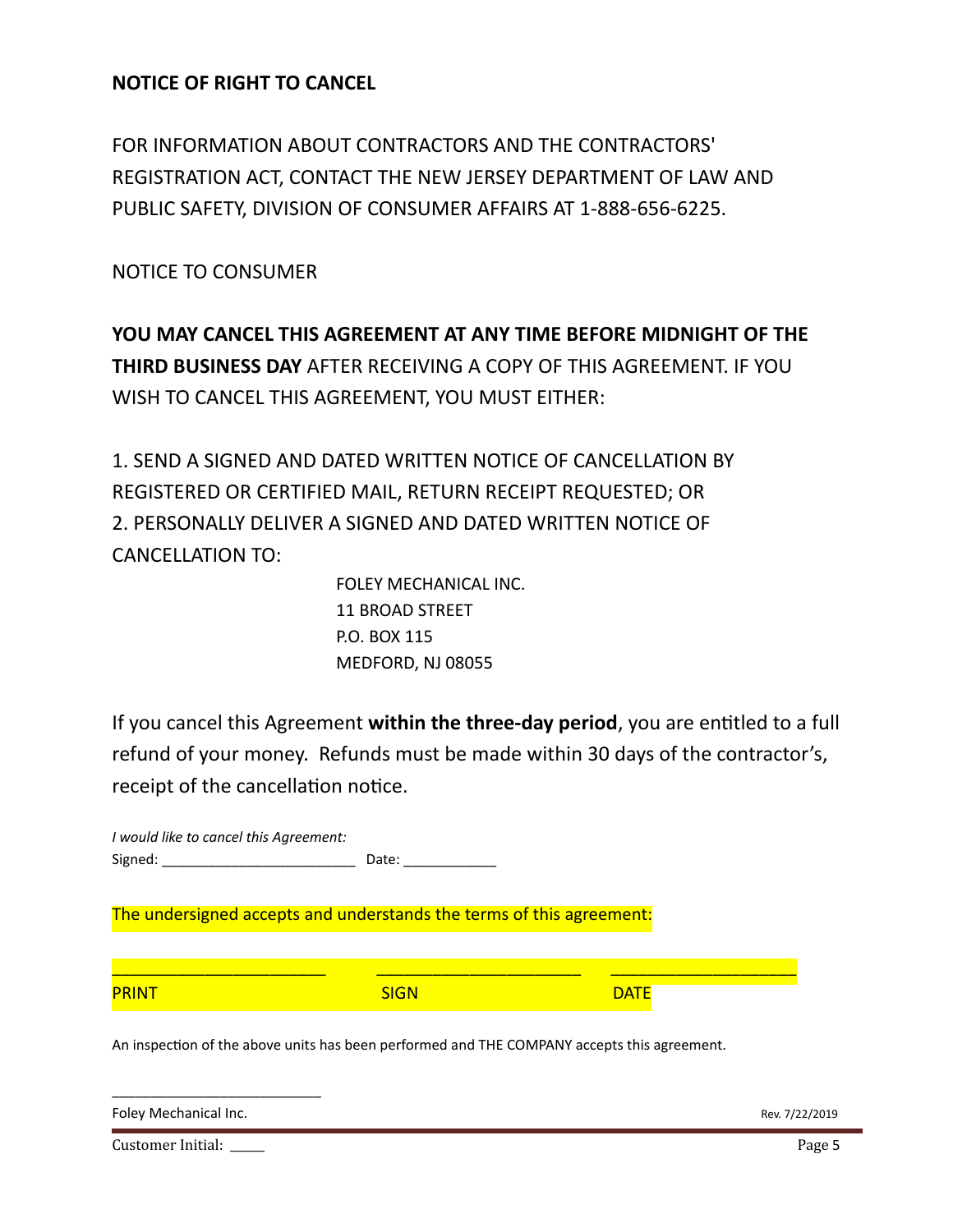**NOTICE OF RIGHT TO CANCEL**

FOR INFORMATION ABOUT CONTRACTORS AND THE CONTRACTORS' REGISTRATION ACT, CONTACT THE NEW JERSEY DEPARTMENT OF LAW AND PUBLIC SAFETY, DIVISION OF CONSUMER AFFAIRS AT 1-888-656-6225.

NOTICE TO CONSUMER

**YOU MAY CANCEL THIS AGREEMENT AT ANY TIME BEFORE MIDNIGHT OF THE THIRD BUSINESS DAY** AFTER RECEIVING A COPY OF THIS AGREEMENT. IF YOU WISH TO CANCEL THIS AGREEMENT, YOU MUST EITHER:

1. SEND A SIGNED AND DATED WRITTEN NOTICE OF CANCELLATION BY REGISTERED OR CERTIFIED MAIL, RETURN RECEIPT REQUESTED; OR
2. PERSONALLY DELIVER A SIGNED AND DATED WRITTEN NOTICE OF CANCELLATION TO:

FOLEY MECHANICAL INC.
11 BROAD STREET
P.O. BOX 115
MEDFORD, NJ 08055

If you cancel this Agreement **within the three-day period**, you are entitled to a full refund of your money. Refunds must be made within 30 days of the contractor's, receipt of the cancellation notice.

*I would like to cancel this Agreement:*
Signed: ________________________ Date: ____________

The undersigned accepts and understands the terms of this agreement:

| | | |
|---|---|---|
| ________________________ | ________________________ | ________________________ |
| PRINT | SIGN | DATE |

An inspection of the above units has been performed and THE COMPANY accepts this agreement.

__________________________
Foley Mechanical Inc.

Rev. 7/22/2019

Customer Initial: _____